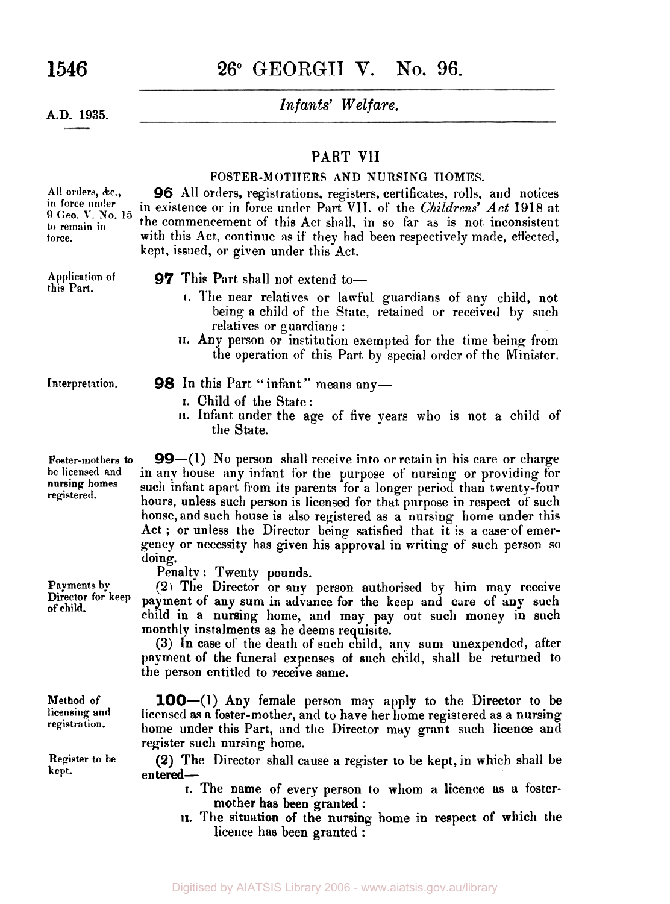## PART VII

### FOSTER-MOTHERS AND NURSING HOMES.

*All orders, &c., in force under 9 Geo. V. No. 15 to remain in force.*

**96** All orders, registrations, registers, certificates, rolls, and notices in existence or in force under Part VII. of the *Childrens' Act* 1918 at the commencement of this Act shall, in so far as is not inconsistent with this Act, continue as if they had been respectively made, effected, kept, issued, or given under this Act.

*Application of this Part.*

**97** This Part shall not extend to—

- I. The near relatives or lawful guardians of any child, not being a child of the State, retained or received by such relatives or guardians:
- II. Any person or institution exempted for the time being from the operation of this Part by special order of the Minister.

*Interpretation.*

**98** In this Part "infant" means any—

- I. Child of the State:
- II. Infant under the age of five years who is not a child of the State.

*Foster-mothers to be licensed and nursing homes registered.*

**99**—(1) No person shall receive into or retain in his care or charge in any house any infant for the purpose of nursing or providing for such infant apart from its parents for a longer period than twenty-four hours, unless such person is licensed for that purpose in respect of such house, and such house is also registered as a nursing home under this Act; or unless the Director being satisfied that it is a case of emergency or necessity has given his approval in writing of such person so doing.

Penalty: Twenty pounds.

*Payments by Director for keep of child.*

(2) The Director or any person authorised by him may receive payment of any sum in advance for the keep and care of any such child in a nursing home, and may pay out such money in such monthly instalments as he deems requisite.

(3) In case of the death of such child, any sum unexpended, after payment of the funeral expenses of such child, shall be returned to the person entitled to receive same.

*Method of licensing and registration.*

**100**—(1) Any female person may apply to the Director to be licensed as a foster-mother, and to have her home registered as a nursing home under this Part, and the Director may grant such licence and register such nursing home.

*Register to be kept.*

(2) The Director shall cause a register to be kept, in which shall be entered—

- I. The name of every person to whom a licence as a foster-mother has been granted:
- II. The situation of the nursing home in respect of which the licence has been granted: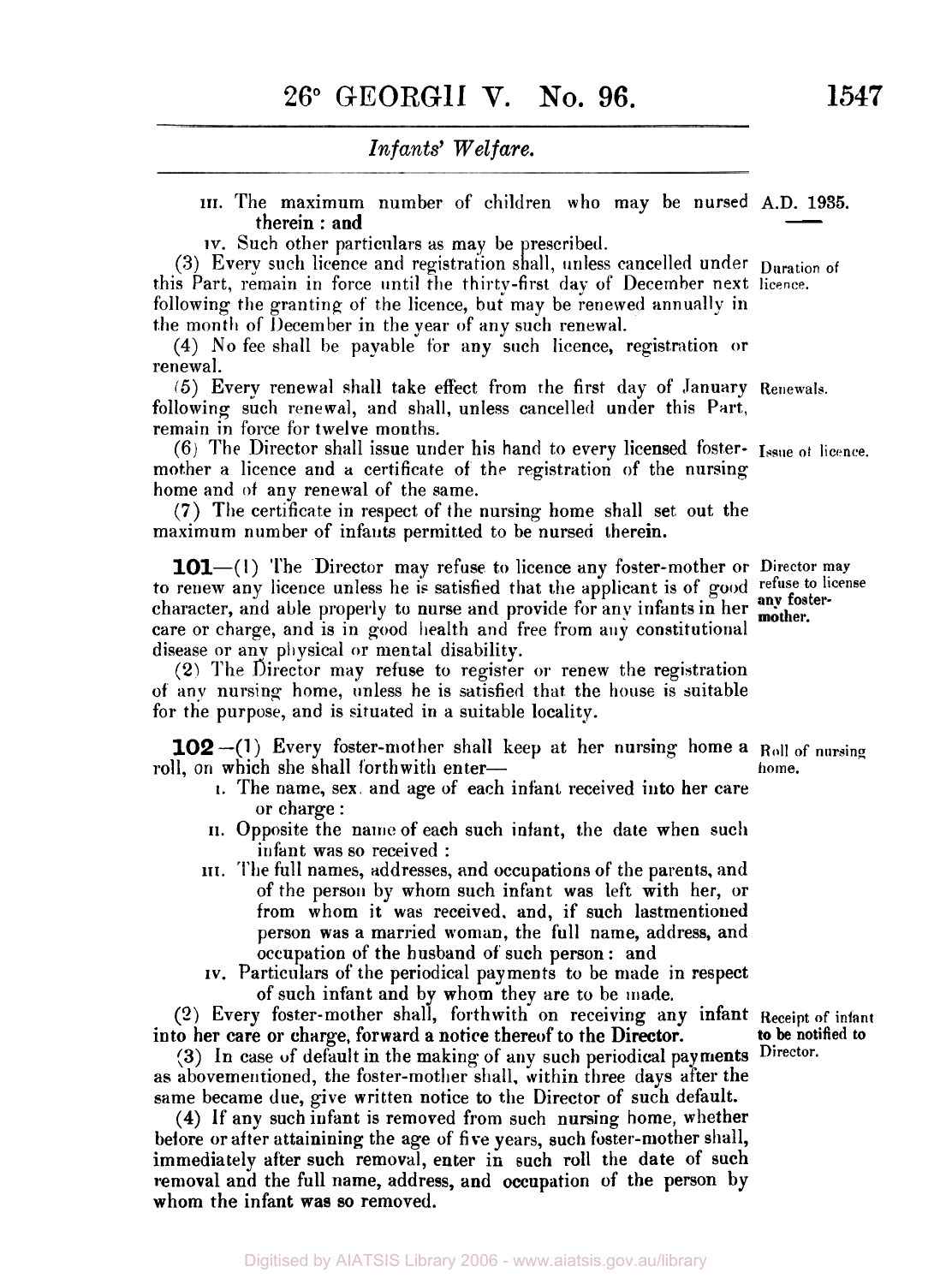iii. The maximum number of children who may be nursed therein : and

iv. Such other particulars as may be prescribed.

(3) Every such licence and registration shall, unless cancelled under this Part, remain in force until the thirty-first day of December next following the granting of the licence, but may be renewed annually in the month of December in the year of any such renewal.

Duration of licence.

(4) No fee shall be payable for any such licence, registration or renewal.

(5) Every renewal shall take effect from the first day of January following such renewal, and shall, unless cancelled under this Part, remain in force for twelve months.

Renewals.

(6) The Director shall issue under his hand to every licensed foster-mother a licence and a certificate of the registration of the nursing home and of any renewal of the same.

Issue of licence.

(7) The certificate in respect of the nursing home shall set out the maximum number of infants permitted to be nursed therein.

**101**—(1) The Director may refuse to licence any foster-mother or to renew any licence unless he is satisfied that the applicant is of good character, and able properly to nurse and provide for any infants in her care or charge, and is in good health and free from any constitutional disease or any physical or mental disability.

Director may refuse to license any foster-mother.

(2) The Director may refuse to register or renew the registration of any nursing home, unless he is satisfied that the house is suitable for the purpose, and is situated in a suitable locality.

**102**—(1) Every foster-mother shall keep at her nursing home a roll, on which she shall forthwith enter—

Roll of nursing home.

i. The name, sex, and age of each infant received into her care or charge :

ii. Opposite the name of each such infant, the date when such infant was so received :

iii. The full names, addresses, and occupations of the parents, and of the person by whom such infant was left with her, or from whom it was received, and, if such lastmentioned person was a married woman, the full name, address, and occupation of the husband of such person : and

iv. Particulars of the periodical payments to be made in respect of such infant and by whom they are to be made.

(2) Every foster-mother shall, forthwith on receiving any infant into her care or charge, forward a notice thereof to the Director.

Receipt of infant to be notified to Director.

(3) In case of default in the making of any such periodical payments as abovementioned, the foster-mother shall, within three days after the same became due, give written notice to the Director of such default.

(4) If any such infant is removed from such nursing home, whether before or after attainining the age of five years, such foster-mother shall, immediately after such removal, enter in such roll the date of such removal and the full name, address, and occupation of the person by whom the infant was so removed.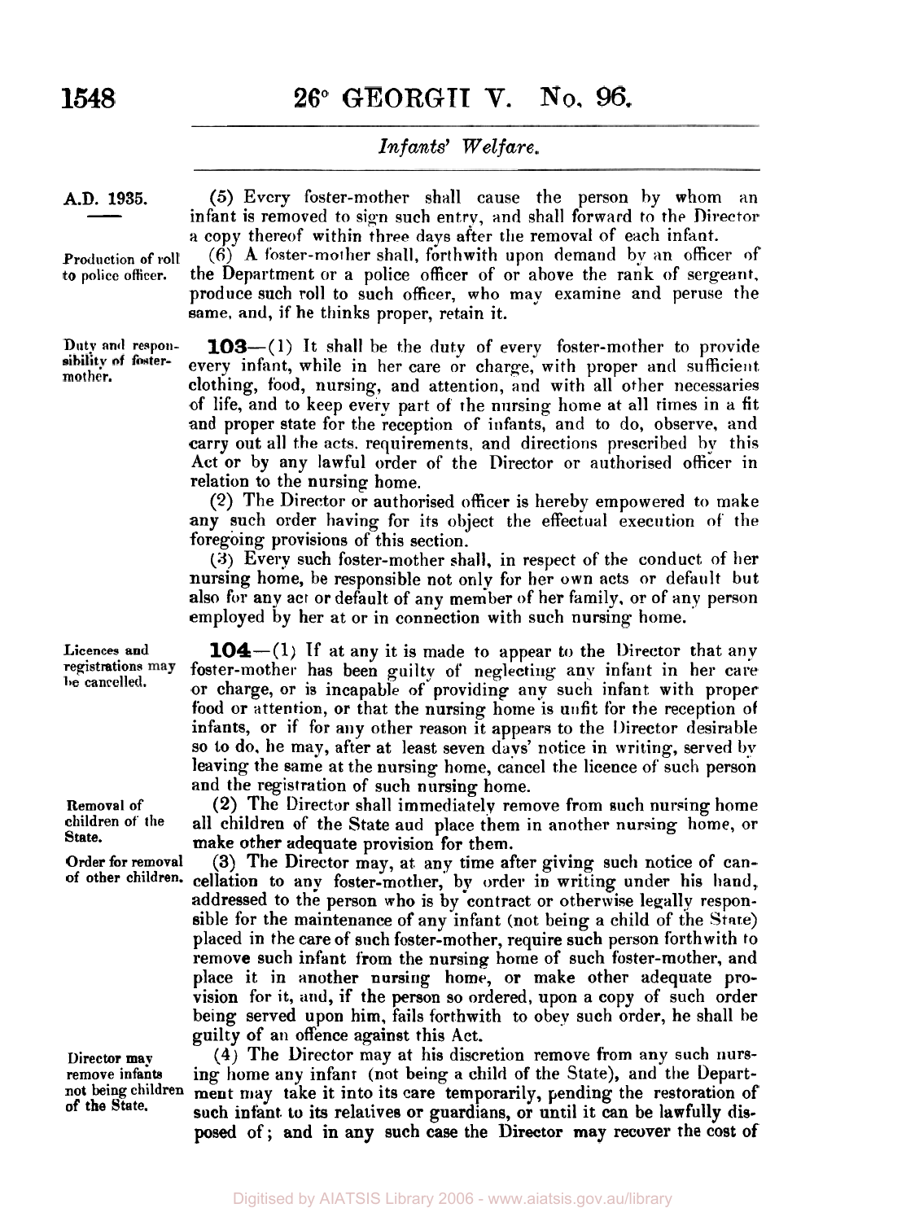(5) Every foster-mother shall cause the person by whom an infant is removed to sign such entry, and shall forward to the Director a copy thereof within three days after the removal of each infant.

**Production of roll to police officer.**

(6) A foster-mother shall, forthwith upon demand by an officer of the Department or a police officer of or above the rank of sergeant, produce such roll to such officer, who may examine and peruse the same, and, if he thinks proper, retain it.

**Duty and responsibility of foster-mother.**

**103**—(1) It shall be the duty of every foster-mother to provide every infant, while in her care or charge, with proper and sufficient clothing, food, nursing, and attention, and with all other necessaries of life, and to keep every part of the nursing home at all times in a fit and proper state for the reception of infants, and to do, observe, and carry out all the acts, requirements, and directions prescribed by this Act or by any lawful order of the Director or authorised officer in relation to the nursing home.

(2) The Director or authorised officer is hereby empowered to make any such order having for its object the effectual execution of the foregoing provisions of this section.

(3) Every such foster-mother shall, in respect of the conduct of her nursing home, be responsible not only for her own acts or default but also for any act or default of any member of her family, or of any person employed by her at or in connection with such nursing home.

**Licences and registrations may be cancelled.**

**104**—(1) If at any it is made to appear to the Director that any foster-mother has been guilty of neglecting any infant in her care or charge, or is incapable of providing any such infant with proper food or attention, or that the nursing home is unfit for the reception of infants, or if for any other reason it appears to the Director desirable so to do, he may, after at least seven days' notice in writing, served by leaving the same at the nursing home, cancel the licence of such person and the registration of such nursing home.

**Removal of children of the State.**

(2) The Director shall immediately remove from such nursing home all children of the State aud place them in another nursing home, or make other adequate provision for them.

**Order for removal of other children.**

(3) The Director may, at any time after giving such notice of cancellation to any foster-mother, by order in writing under his hand, addressed to the person who is by contract or otherwise legally responsible for the maintenance of any infant (not being a child of the State) placed in the care of such foster-mother, require such person forthwith to remove such infant from the nursing home of such foster-mother, and place it in another nursing home, or make other adequate provision for it, and, if the person so ordered, upon a copy of such order being served upon him, fails forthwith to obey such order, he shall be guilty of an offence against this Act.

**Director may remove infants not being children of the State.**

(4) The Director may at his discretion remove from any such nursing home any infant (not being a child of the State), and the Department may take it into its care temporarily, pending the restoration of such infant to its relatives or guardians, or until it can be lawfully disposed of; and in any such case the Director may recover the cost of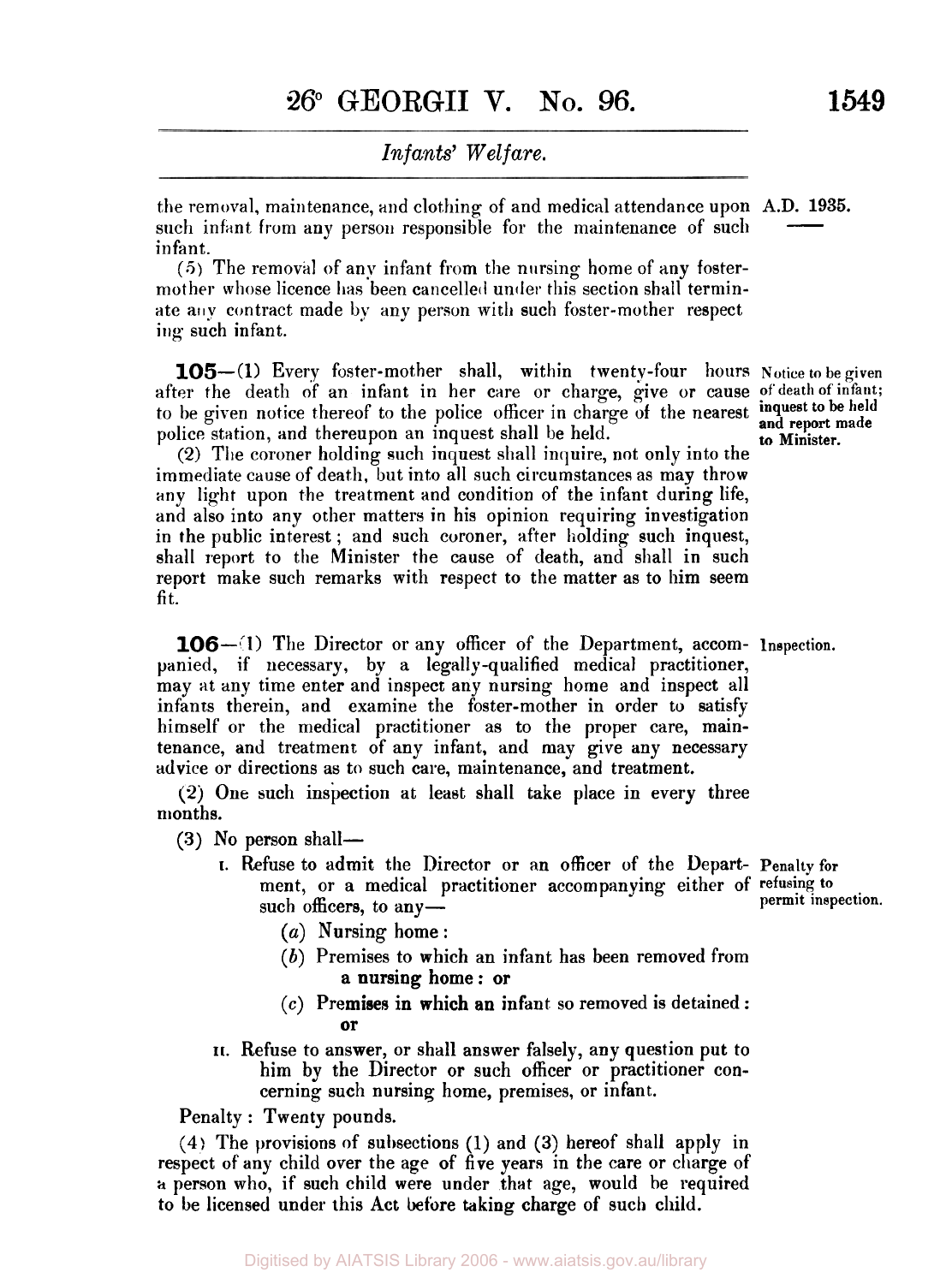the removal, maintenance, and clothing of and medical attendance upon such infant from any person responsible for the maintenance of such infant.

(5) The removal of any infant from the nursing home of any foster-mother whose licence has been cancelled under this section shall terminate any contract made by any person with such foster-mother respecting such infant.

*Notice to be given of death of infant; inquest to be held and report made to Minister.*

**105**—(1) Every foster-mother shall, within twenty-four hours after the death of an infant in her care or charge, give or cause to be given notice thereof to the police officer in charge of the nearest police station, and thereupon an inquest shall be held.

(2) The coroner holding such inquest shall inquire, not only into the immediate cause of death, but into all such circumstances as may throw any light upon the treatment and condition of the infant during life, and also into any other matters in his opinion requiring investigation in the public interest; and such coroner, after holding such inquest, shall report to the Minister the cause of death, and shall in such report make such remarks with respect to the matter as to him seem fit.

*Inspection.*

**106**—(1) The Director or any officer of the Department, accompanied, if necessary, by a legally-qualified medical practitioner, may at any time enter and inspect any nursing home and inspect all infants therein, and examine the foster-mother in order to satisfy himself or the medical practitioner as to the proper care, maintenance, and treatment of any infant, and may give any necessary advice or directions as to such care, maintenance, and treatment.

(2) One such inspection at least shall take place in every three months.

(3) No person shall—

*Penalty for refusing to permit inspection.*

I. Refuse to admit the Director or an officer of the Department, or a medical practitioner accompanying either of such officers, to any—
   - (*a*) Nursing home:
   - (*b*) Premises to which an infant has been removed from a nursing home: or
   - (*c*) Premises in which an infant so removed is detained: or

II. Refuse to answer, or shall answer falsely, any question put to him by the Director or such officer or practitioner concerning such nursing home, premises, or infant.

Penalty: Twenty pounds.

(4) The provisions of subsections (1) and (3) hereof shall apply in respect of any child over the age of five years in the care or charge of a person who, if such child were under that age, would be required to be licensed under this Act before taking charge of such child.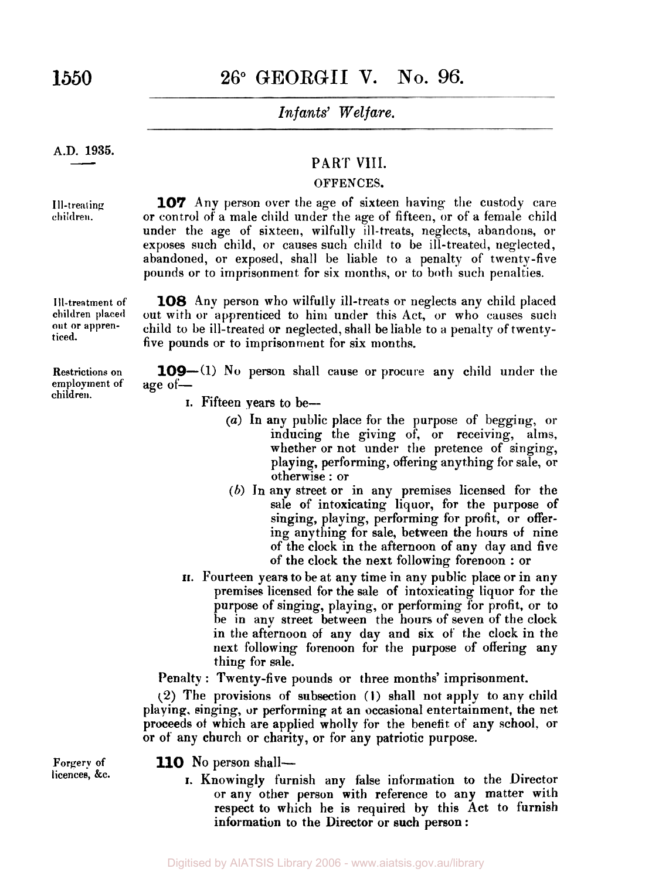A.D. 1935.

## PART VIII.

### OFFENCES.

Ill-treating children.

**107** Any person over the age of sixteen having the custody care or control of a male child under the age of fifteen, or of a female child under the age of sixteen, wilfully ill-treats, neglects, abandons, or exposes such child, or causes such child to be ill-treated, neglected, abandoned, or exposed, shall be liable to a penalty of twenty-five pounds or to imprisonment for six months, or to both such penalties.

Ill-treatment of children placed out or apprenticed.

**108** Any person who wilfully ill-treats or neglects any child placed out with or apprenticed to him under this Act, or who causes such child to be ill-treated or neglected, shall be liable to a penalty of twenty-five pounds or to imprisonment for six months.

Restrictions on employment of children.

**109**—(1) No person shall cause or procure any child under the age of—

I. Fifteen years to be—

(*a*) In any public place for the purpose of begging, or inducing the giving of, or receiving, alms, whether or not under the pretence of singing, playing, performing, offering anything for sale, or otherwise : or

(*b*) In any street or in any premises licensed for the sale of intoxicating liquor, for the purpose of singing, playing, performing for profit, or offering anything for sale, between the hours of nine of the clock in the afternoon of any day and five of the clock the next following forenoon : or

II. Fourteen years to be at any time in any public place or in any premises licensed for the sale of intoxicating liquor for the purpose of singing, playing, or performing for profit, or to be in any street between the hours of seven of the clock in the afternoon of any day and six of the clock in the next following forenoon for the purpose of offering any thing for sale.

Penalty : Twenty-five pounds or three months' imprisonment.

(2) The provisions of subsection (1) shall not apply to any child playing, singing, or performing at an occasional entertainment, the net proceeds of which are applied wholly for the benefit of any school, or or of any church or charity, or for any patriotic purpose.

Forgery of licences, &c.

**110** No person shall—

I. Knowingly furnish any false information to the Director or any other person with reference to any matter with respect to which he is required by this Act to furnish information to the Director or such person :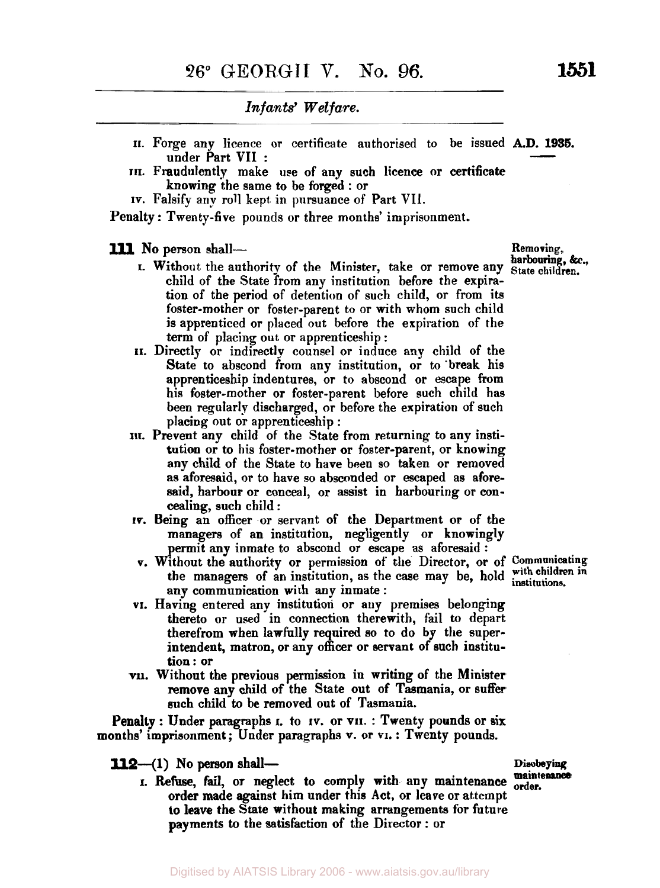II. Forge any licence or certificate authorised to be issued under Part VII :

III. Fraudulently make use of any such licence or certificate knowing the same to be forged : or

IV. Falsify any roll kept in pursuance of Part VII.

Penalty : Twenty-five pounds or three months' imprisonment.

**111** No person shall—

*Removing, harbouring, &c., State children.*

I. Without the authority of the Minister, take or remove any child of the State from any institution before the expiration of the period of detention of such child, or from its foster-mother or foster-parent to or with whom such child is apprenticed or placed out before the expiration of the term of placing out or apprenticeship :

II. Directly or indirectly counsel or induce any child of the State to abscond from any institution, or to break his apprenticeship indentures, or to abscond or escape from his foster-mother or foster-parent before such child has been regularly discharged, or before the expiration of such placing out or apprenticeship :

III. Prevent any child of the State from returning to any institution or to his foster-mother or foster-parent, or knowing any child of the State to have been so taken or removed as aforesaid, or to have so absconded or escaped as aforesaid, harbour or conceal, or assist in harbouring or concealing, such child :

IV. Being an officer or servant of the Department or of the managers of an institution, negligently or knowingly permit any inmate to abscond or escape as aforesaid :

*Communicating with children in institutions.*

V. Without the authority or permission of the Director, or of the managers of an institution, as the case may be, hold any communication with any inmate :

VI. Having entered any institution or any premises belonging thereto or used in connection therewith, fail to depart therefrom when lawfully required so to do by the superintendent, matron, or any officer or servant of such institution : or

VII. Without the previous permission in writing of the Minister remove any child of the State out of Tasmania, or suffer such child to be removed out of Tasmania.

**Penalty** : Under paragraphs I. to IV. or VII. : Twenty pounds or six months' imprisonment; Under paragraphs V. or VI. : Twenty pounds.

**112**—(1) No person shall—

*Disobeying maintenance order.*

I. Refuse, fail, or neglect to comply with any maintenance order made against him under this Act, or leave or attempt to leave the State without making arrangements for future payments to the satisfaction of the Director : or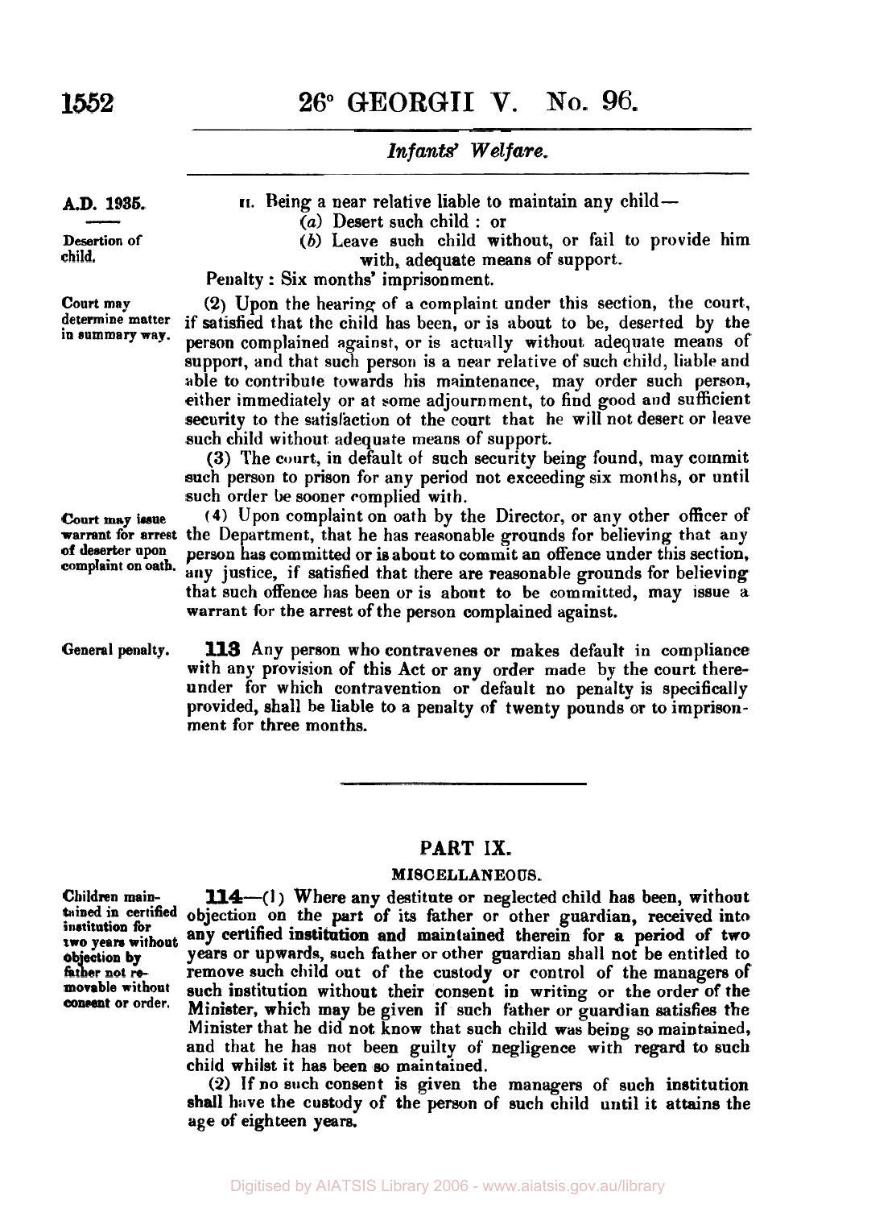A.D. 1935.

**Desertion of child.**

II. Being a near relative liable to maintain any child—

(*a*) Desert such child : or

(*b*) Leave such child without, or fail to provide him with, adequate means of support.

Penalty : Six months' imprisonment.

**Court may determine matter in summary way.**

(2) Upon the hearing of a complaint under this section, the court, if satisfied that the child has been, or is about to be, deserted by the person complained against, or is actually without adequate means of support, and that such person is a near relative of such child, liable and able to contribute towards his maintenance, may order such person, either immediately or at some adjournment, to find good and sufficient security to the satisfaction of the court that he will not desert or leave such child without adequate means of support.

(3) The court, in default of such security being found, may commit such person to prison for any period not exceeding six months, or until such order be sooner complied with.

**Court may issue warrant for arrest of deserter upon complaint on oath.**

(4) Upon complaint on oath by the Director, or any other officer of the Department, that he has reasonable grounds for believing that any person has committed or is about to commit an offence under this section, any justice, if satisfied that there are reasonable grounds for believing that such offence has been or is about to be committed, may issue a warrant for the arrest of the person complained against.

**General penalty.**

**113** Any person who contravenes or makes default in compliance with any provision of this Act or any order made by the court thereunder for which contravention or default no penalty is specifically provided, shall be liable to a penalty of twenty pounds or to imprisonment for three months.

## PART IX.

### MISCELLANEOUS.

**Children maintained in certified institution for two years without objection by father not removable without consent or order.**

**114**—(1) Where any destitute or neglected child has been, without objection on the part of its father or other guardian, received into any certified institution and maintained therein for a period of two years or upwards, such father or other guardian shall not be entitled to remove such child out of the custody or control of the managers of such institution without their consent in writing or the order of the Minister, which may be given if such father or guardian satisfies the Minister that he did not know that such child was being so maintained, and that he has not been guilty of negligence with regard to such child whilst it has been so maintained.

(2) If no such consent is given the managers of such institution shall have the custody of the person of such child until it attains the age of eighteen years.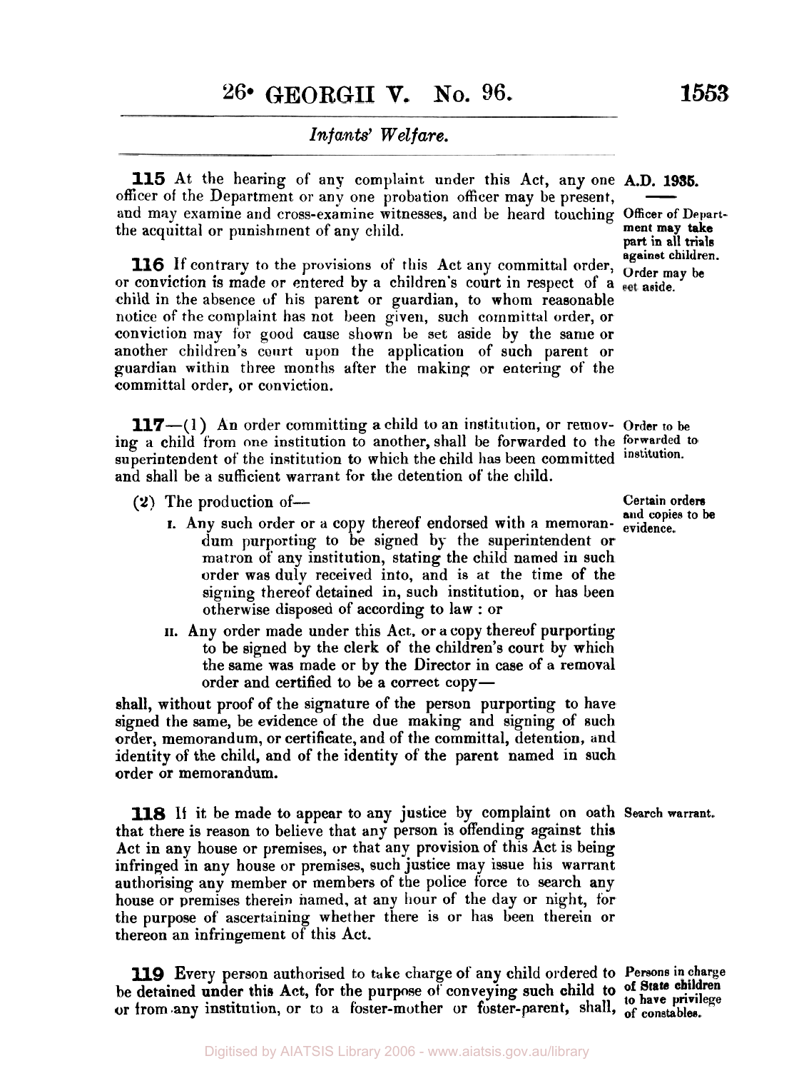**115** At the hearing of any complaint under this Act, any one officer of the Department or any one probation officer may be present, and may examine and cross-examine witnesses, and be heard touching the acquittal or punishment of any child.

*A.D. 1935.*

*Officer of Department may take part in all trials against children.*

**116** If contrary to the provisions of this Act any committal order, or conviction is made or entered by a children's court in respect of a child in the absence of his parent or guardian, to whom reasonable notice of the complaint has not been given, such committal order, or conviction may for good cause shown be set aside by the same or another children's court upon the application of such parent or guardian within three months after the making or entering of the committal order, or conviction.

*Order may be set aside.*

**117**—(1) An order committing a child to an institution, or removing a child from one institution to another, shall be forwarded to the superintendent of the institution to which the child has been committed and shall be a sufficient warrant for the detention of the child.

*Order to be forwarded to institution.*

(2) The production of—

*Certain orders and copies to be evidence.*

I. Any such order or a copy thereof endorsed with a memorandum purporting to be signed by the superintendent or matron of any institution, stating the child named in such order was duly received into, and is at the time of the signing thereof detained in, such institution, or has been otherwise disposed of according to law : or

II. Any order made under this Act, or a copy thereof purporting to be signed by the clerk of the children's court by which the same was made or by the Director in case of a removal order and certified to be a correct copy—

shall, without proof of the signature of the person purporting to have signed the same, be evidence of the due making and signing of such order, memorandum, or certificate, and of the committal, detention, and identity of the child, and of the identity of the parent named in such order or memorandum.

**118** If it be made to appear to any justice by complaint on oath that there is reason to believe that any person is offending against this Act in any house or premises, or that any provision of this Act is being infringed in any house or premises, such justice may issue his warrant authorising any member or members of the police force to search any house or premises therein named, at any hour of the day or night, for the purpose of ascertaining whether there is or has been therein or thereon an infringement of this Act.

*Search warrant.*

**119** Every person authorised to take charge of any child ordered to be detained under this Act, for the purpose of conveying such child to or from any institution, or to a foster-mother or foster-parent, shall,

*Persons in charge of State children to have privilege of constables.*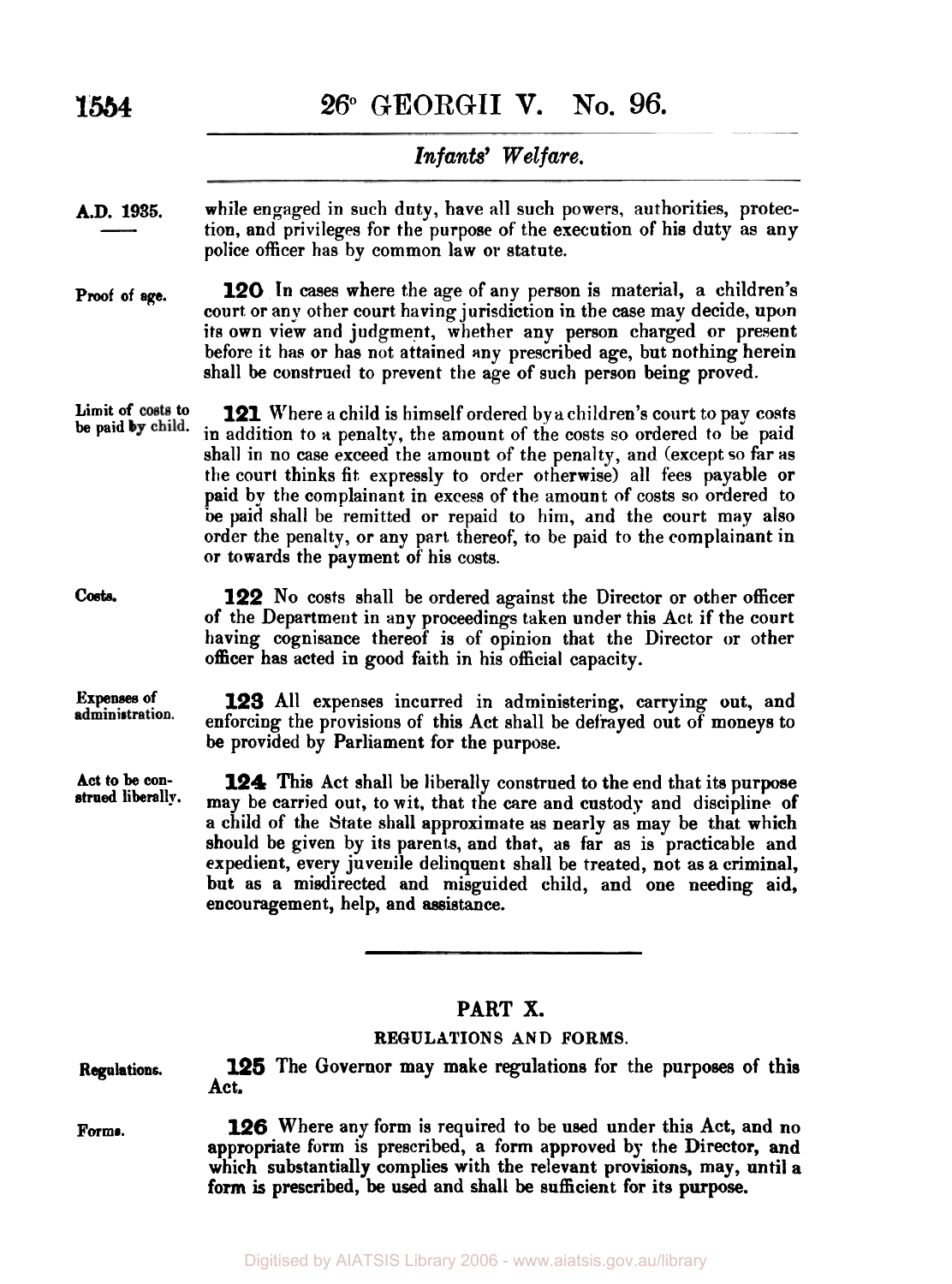while engaged in such duty, have all such powers, authorities, protection, and privileges for the purpose of the execution of his duty as any police officer has by common law or statute.

**Proof of age.**

**120** In cases where the age of any person is material, a children's court or any other court having jurisdiction in the case may decide, upon its own view and judgment, whether any person charged or present before it has or has not attained any prescribed age, but nothing herein shall be construed to prevent the age of such person being proved.

**Limit of costs to be paid by child.**

**121** Where a child is himself ordered by a children's court to pay costs in addition to a penalty, the amount of the costs so ordered to be paid shall in no case exceed the amount of the penalty, and (except so far as the court thinks fit expressly to order otherwise) all fees payable or paid by the complainant in excess of the amount of costs so ordered to be paid shall be remitted or repaid to him, and the court may also order the penalty, or any part thereof, to be paid to the complainant in or towards the payment of his costs.

**Costs.**

**122** No costs shall be ordered against the Director or other officer of the Department in any proceedings taken under this Act if the court having cognisance thereof is of opinion that the Director or other officer has acted in good faith in his official capacity.

**Expenses of administration.**

**123** All expenses incurred in administering, carrying out, and enforcing the provisions of this Act shall be defrayed out of moneys to be provided by Parliament for the purpose.

**Act to be construed liberally.**

**124** This Act shall be liberally construed to the end that its purpose may be carried out, to wit, that the care and custody and discipline of a child of the State shall approximate as nearly as may be that which should be given by its parents, and that, as far as is practicable and expedient, every juvenile delinquent shall be treated, not as a criminal, but as a misdirected and misguided child, and one needing aid, encouragement, help, and assistance.

## PART X.

### REGULATIONS AND FORMS.

**Regulations.**

**125** The Governor may make regulations for the purposes of this Act.

**Forms.**

**126** Where any form is required to be used under this Act, and no appropriate form is prescribed, a form approved by the Director, and which substantially complies with the relevant provisions, may, until a form is prescribed, be used and shall be sufficient for its purpose.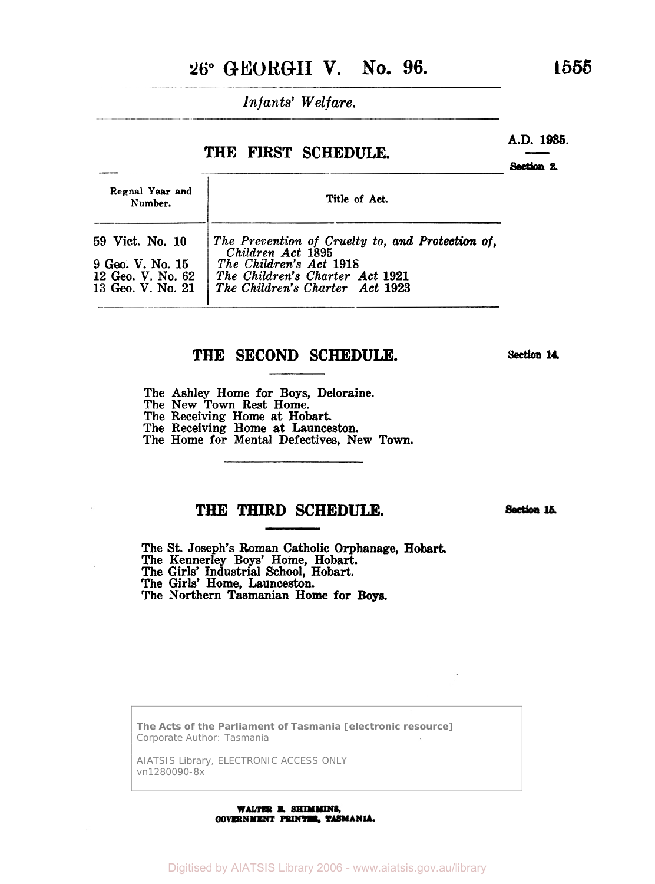A.D. 1935.

## THE FIRST SCHEDULE.

Section 2.

| Regnal Year and Number. | Title of Act. |
|---|---|
| 59 Vict. No. 10 | *The Prevention of Cruelty to, and Protection of, Children Act* 1895 |
| 9 Geo. V. No. 15 | *The Children's Act* 1918 |
| 12 Geo. V. No. 62 | *The Children's Charter Act* 1921 |
| 13 Geo. V. No. 21 | *The Children's Charter Act* 1923 |

## THE SECOND SCHEDULE.

Section 14.

The Ashley Home for Boys, Deloraine.
The New Town Rest Home.
The Receiving Home at Hobart.
The Receiving Home at Launceston.
The Home for Mental Defectives, New Town.

## THE THIRD SCHEDULE.

Section 15.

The St. Joseph's Roman Catholic Orphanage, Hobart.
The Kennerley Boys' Home, Hobart.
The Girls' Industrial School, Hobart.
The Girls' Home, Launceston.
The Northern Tasmanian Home for Boys.

WALTER E. SHIMMINS,
GOVERNMENT PRINTER, TASMANIA.